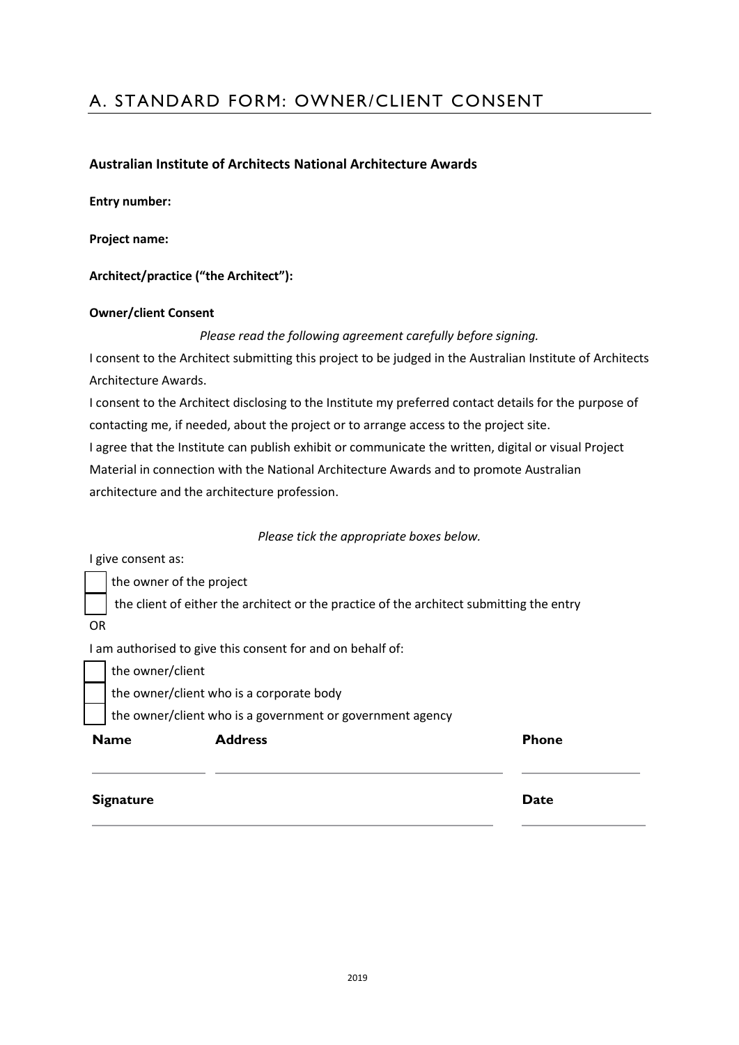# A. STANDARD FORM: OWNER/CLIENT CONSENT

**Australian Institute of Architects National Architecture Awards**

**Entry number:**

**Project name:**

**Architect/practice ("the Architect"):**

**Owner/client Consent**

*Please read the following agreement carefully before signing.*

I consent to the Architect submitting this project to be judged in the Australian Institute of Architects Architecture Awards.

I consent to the Architect disclosing to the Institute my preferred contact details for the purpose of contacting me, if needed, about the project or to arrange access to the project site.

I agree that the Institute can publish exhibit or communicate the written, digital or visual Project Material in connection with the National Architecture Awards and to promote Australian architecture and the architecture profession.

*Please tick the appropriate boxes below.*

I give consent as:

- ☐ the owner of the project
- ☐ the client of either the architect or the practice of the architect submitting the entry

OR

I am authorised to give this consent for and on behalf of:

- ☐ the owner/client
- ☐ the owner/client who is a corporate body
- ☐ the owner/client who is a government or government agency

| **Name** | **Address** | **Phone** |
|---|---|---|
| | | |

| **Signature** | **Date** |
|---|---|
| | |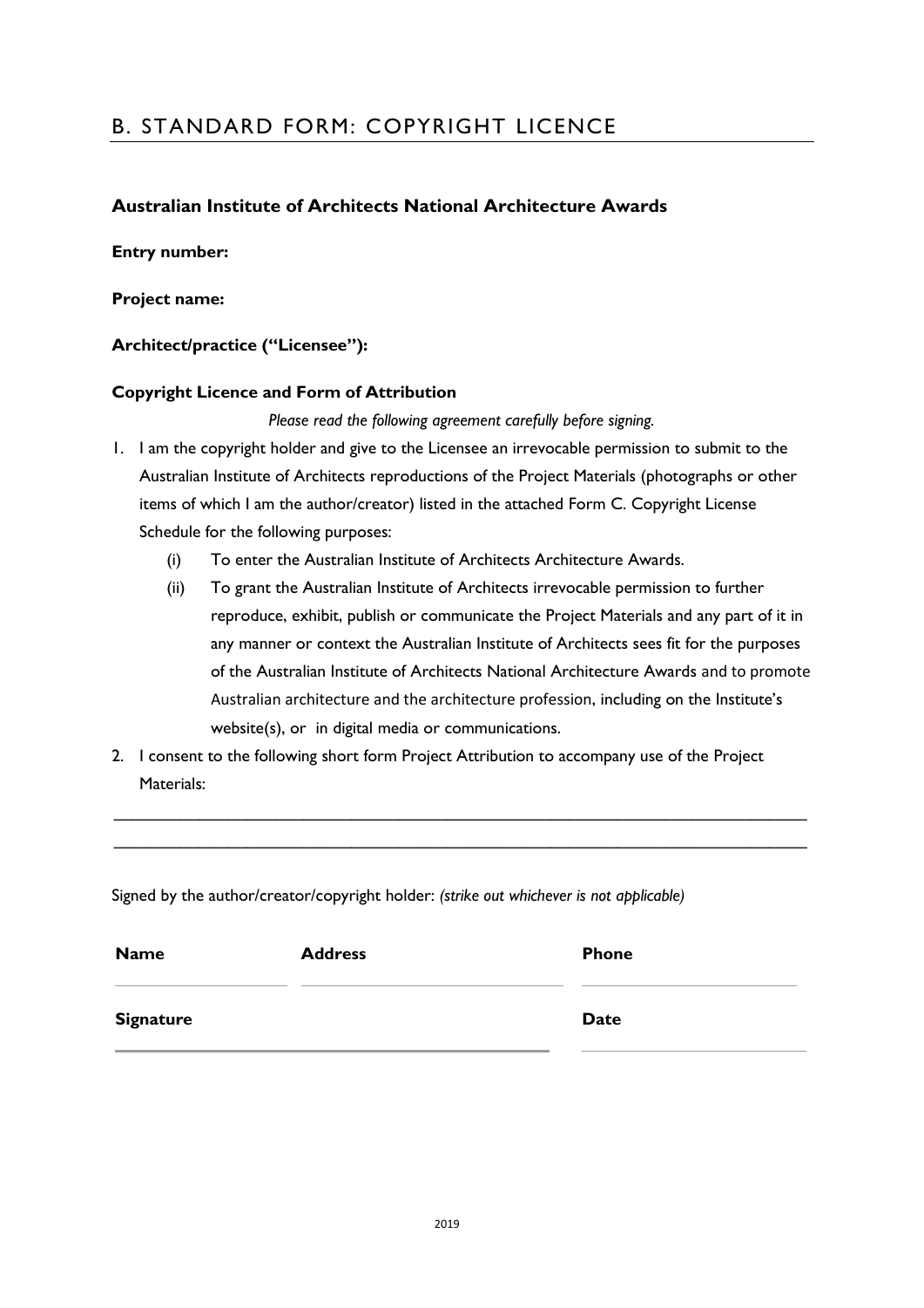# B. STANDARD FORM: COPYRIGHT LICENCE

### Australian Institute of Architects National Architecture Awards

**Entry number:**

**Project name:**

**Architect/practice ("Licensee"):**

**Copyright Licence and Form of Attribution**

*Please read the following agreement carefully before signing.*

1. I am the copyright holder and give to the Licensee an irrevocable permission to submit to the Australian Institute of Architects reproductions of the Project Materials (photographs or other items of which I am the author/creator) listed in the attached Form C. Copyright License Schedule for the following purposes:
   - (i) To enter the Australian Institute of Architects Architecture Awards.
   - (ii) To grant the Australian Institute of Architects irrevocable permission to further reproduce, exhibit, publish or communicate the Project Materials and any part of it in any manner or context the Australian Institute of Architects sees fit for the purposes of the Australian Institute of Architects National Architecture Awards and to promote Australian architecture and the architecture profession, including on the Institute's website(s), or in digital media or communications.
2. I consent to the following short form Project Attribution to accompany use of the Project Materials:

_______________________________________________________________________________

_______________________________________________________________________________

Signed by the author/creator/copyright holder: *(strike out whichever is not applicable)*

| **Name** | **Address** | **Phone** |
|---|---|---|
| | | |
| **Signature** | | **Date** |
| | | |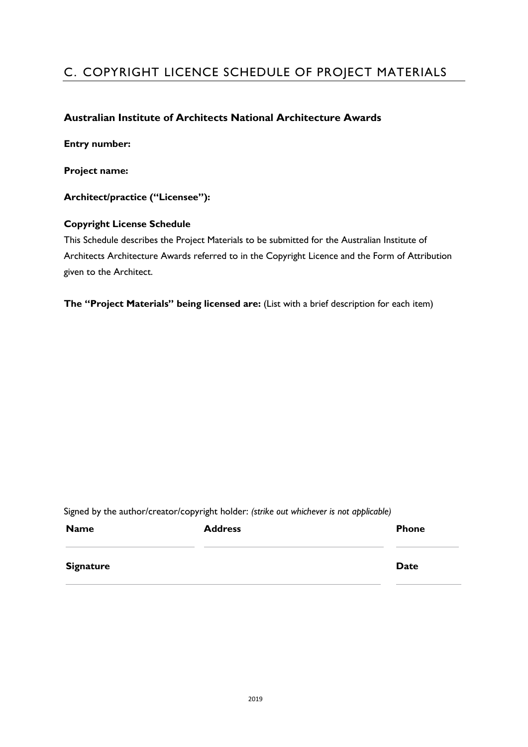# C. COPYRIGHT LICENCE SCHEDULE OF PROJECT MATERIALS

**Australian Institute of Architects National Architecture Awards**

**Entry number:**

**Project name:**

**Architect/practice ("Licensee"):**

**Copyright License Schedule**

This Schedule describes the Project Materials to be submitted for the Australian Institute of Architects Architecture Awards referred to in the Copyright Licence and the Form of Attribution given to the Architect.

**The "Project Materials" being licensed are:** (List with a brief description for each item)

Signed by the author/creator/copyright holder: *(strike out whichever is not applicable)*

| Name | Address | Phone |
|---|---|---|
| | | |

| Signature | Date |
|---|---|
| | |